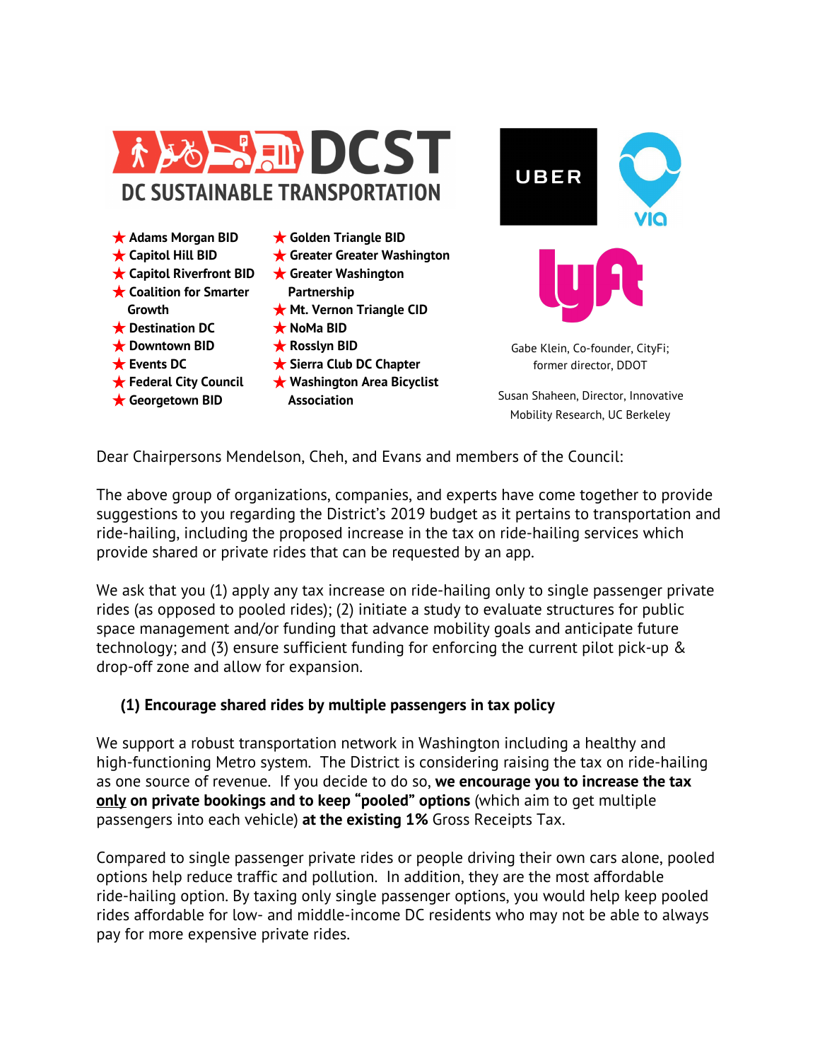DCST
DC SUSTAINABLE TRANSPORTATION

- Adams Morgan BID
- Capitol Hill BID
- Capitol Riverfront BID
- Coalition for Smarter Growth
- Destination DC
- Downtown BID
- Events DC
- Federal City Council
- Georgetown BID
- Golden Triangle BID
- Greater Greater Washington
- Greater Washington Partnership
- Mt. Vernon Triangle CID
- NoMa BID
- Rosslyn BID
- Sierra Club DC Chapter
- Washington Area Bicyclist Association

UBER

via

lyft

Gabe Klein, Co-founder, CityFi; former director, DDOT

Susan Shaheen, Director, Innovative Mobility Research, UC Berkeley

Dear Chairpersons Mendelson, Cheh, and Evans and members of the Council:

The above group of organizations, companies, and experts have come together to provide suggestions to you regarding the District's 2019 budget as it pertains to transportation and ride-hailing, including the proposed increase in the tax on ride-hailing services which provide shared or private rides that can be requested by an app.

We ask that you (1) apply any tax increase on ride-hailing only to single passenger private rides (as opposed to pooled rides); (2) initiate a study to evaluate structures for public space management and/or funding that advance mobility goals and anticipate future technology; and (3) ensure sufficient funding for enforcing the current pilot pick-up & drop-off zone and allow for expansion.

### (1) Encourage shared rides by multiple passengers in tax policy

We support a robust transportation network in Washington including a healthy and high-functioning Metro system. The District is considering raising the tax on ride-hailing as one source of revenue. If you decide to do so, **we encourage you to increase the tax <u>only</u> on private bookings and to keep "pooled" options** (which aim to get multiple passengers into each vehicle) **at the existing 1%** Gross Receipts Tax.

Compared to single passenger private rides or people driving their own cars alone, pooled options help reduce traffic and pollution. In addition, they are the most affordable ride-hailing option. By taxing only single passenger options, you would help keep pooled rides affordable for low- and middle-income DC residents who may not be able to always pay for more expensive private rides.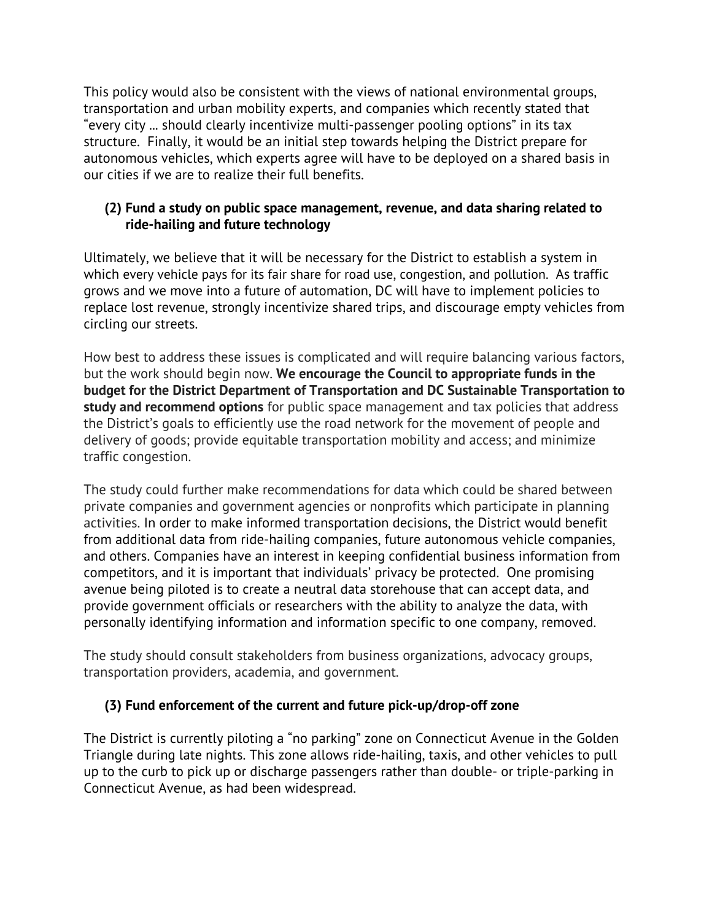This policy would also be consistent with the views of national environmental groups, transportation and urban mobility experts, and companies which recently stated that "every city ... should clearly incentivize multi-passenger pooling options" in its tax structure. Finally, it would be an initial step towards helping the District prepare for autonomous vehicles, which experts agree will have to be deployed on a shared basis in our cities if we are to realize their full benefits.

### (2) Fund a study on public space management, revenue, and data sharing related to ride-hailing and future technology

Ultimately, we believe that it will be necessary for the District to establish a system in which every vehicle pays for its fair share for road use, congestion, and pollution. As traffic grows and we move into a future of automation, DC will have to implement policies to replace lost revenue, strongly incentivize shared trips, and discourage empty vehicles from circling our streets.

How best to address these issues is complicated and will require balancing various factors, but the work should begin now. **We encourage the Council to appropriate funds in the budget for the District Department of Transportation and DC Sustainable Transportation to study and recommend options** for public space management and tax policies that address the District's goals to efficiently use the road network for the movement of people and delivery of goods; provide equitable transportation mobility and access; and minimize traffic congestion.

The study could further make recommendations for data which could be shared between private companies and government agencies or nonprofits which participate in planning activities. In order to make informed transportation decisions, the District would benefit from additional data from ride-hailing companies, future autonomous vehicle companies, and others. Companies have an interest in keeping confidential business information from competitors, and it is important that individuals' privacy be protected. One promising avenue being piloted is to create a neutral data storehouse that can accept data, and provide government officials or researchers with the ability to analyze the data, with personally identifying information and information specific to one company, removed.

The study should consult stakeholders from business organizations, advocacy groups, transportation providers, academia, and government.

### (3) Fund enforcement of the current and future pick-up/drop-off zone

The District is currently piloting a "no parking" zone on Connecticut Avenue in the Golden Triangle during late nights. This zone allows ride-hailing, taxis, and other vehicles to pull up to the curb to pick up or discharge passengers rather than double- or triple-parking in Connecticut Avenue, as had been widespread.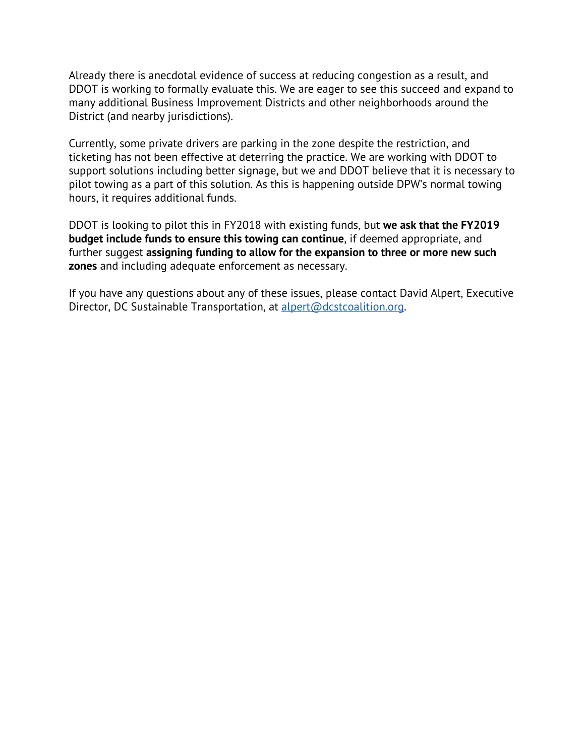Already there is anecdotal evidence of success at reducing congestion as a result, and DDOT is working to formally evaluate this. We are eager to see this succeed and expand to many additional Business Improvement Districts and other neighborhoods around the District (and nearby jurisdictions).

Currently, some private drivers are parking in the zone despite the restriction, and ticketing has not been effective at deterring the practice. We are working with DDOT to support solutions including better signage, but we and DDOT believe that it is necessary to pilot towing as a part of this solution. As this is happening outside DPW's normal towing hours, it requires additional funds.

DDOT is looking to pilot this in FY2018 with existing funds, but **we ask that the FY2019 budget include funds to ensure this towing can continue**, if deemed appropriate, and further suggest **assigning funding to allow for the expansion to three or more new such zones** and including adequate enforcement as necessary.

If you have any questions about any of these issues, please contact David Alpert, Executive Director, DC Sustainable Transportation, at [alpert@dcstcoalition.org](mailto:alpert@dcstcoalition.org).